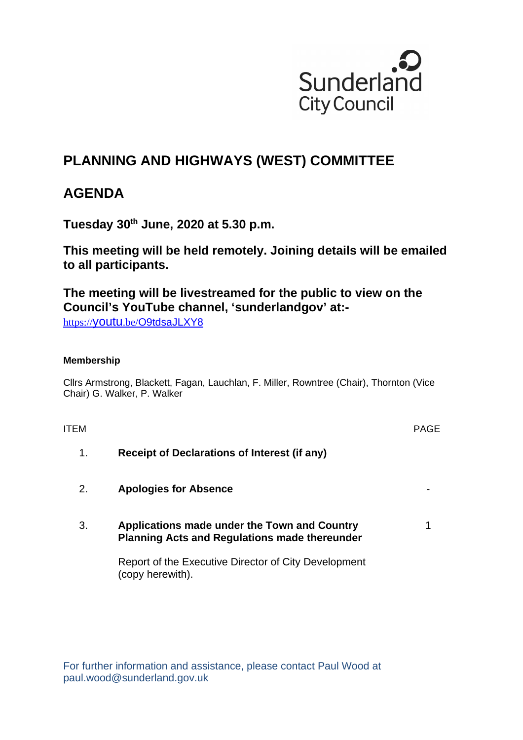Sunderland City Council

# PLANNING AND HIGHWAYS (WEST) COMMITTEE

# AGENDA

**Tuesday 30th June, 2020 at 5.30 p.m.**

**This meeting will be held remotely. Joining details will be emailed to all participants.**

**The meeting will be livestreamed for the public to view on the Council's YouTube channel, 'sunderlandgov' at:-**
https://youtu.be/O9tdsaJLXY8

**Membership**

Cllrs Armstrong, Blackett, Fagan, Lauchlan, F. Miller, Rowntree (Chair), Thornton (Vice Chair) G. Walker, P. Walker

| ITEM | | PAGE |
|---|---|---|
| 1. | **Receipt of Declarations of Interest (if any)** | |
| 2. | **Apologies for Absence** | - |
| 3. | **Applications made under the Town and Country Planning Acts and Regulations made thereunder**<br><br>Report of the Executive Director of City Development (copy herewith). | 1 |

For further information and assistance, please contact Paul Wood at paul.wood@sunderland.gov.uk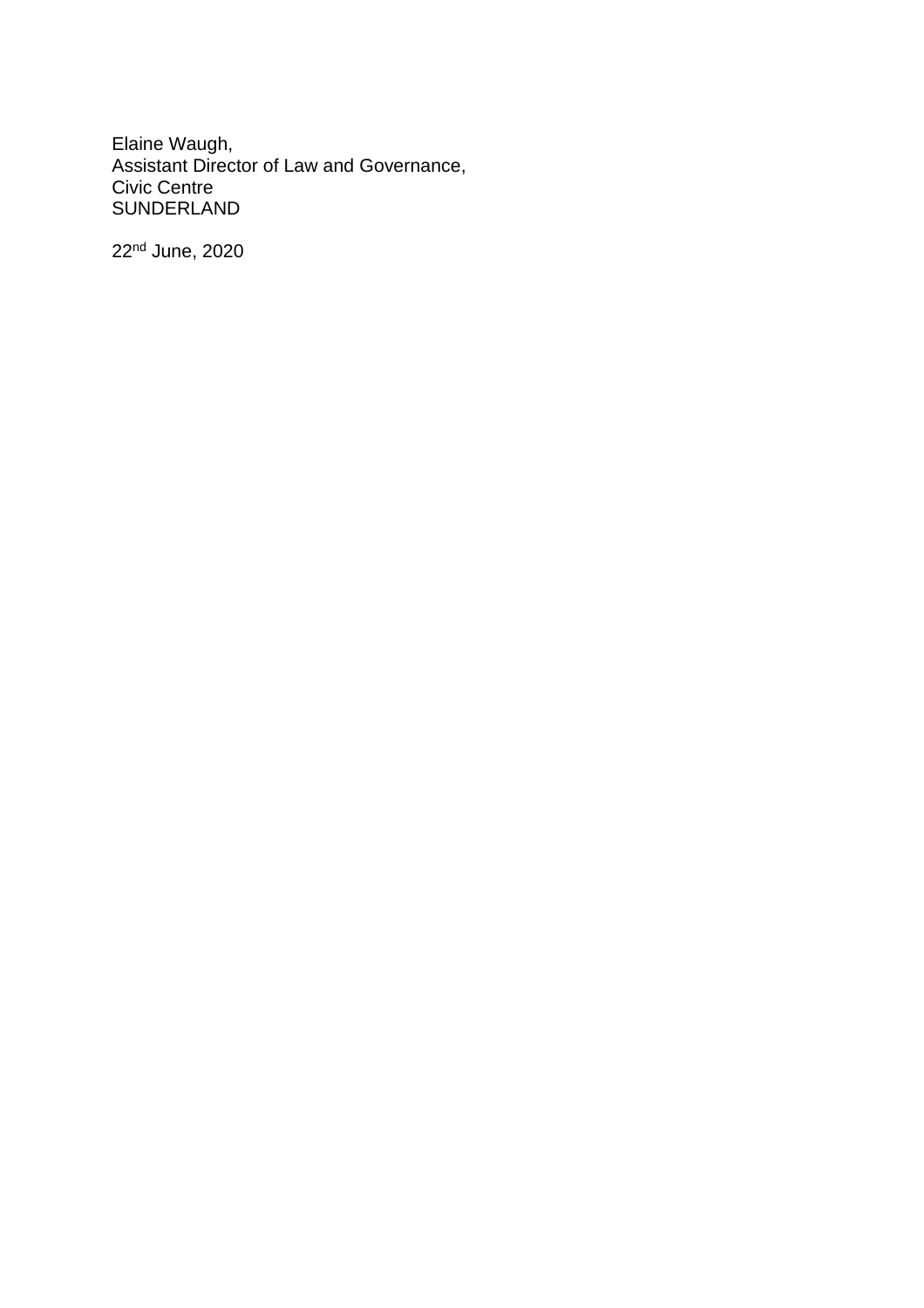Elaine Waugh,
Assistant Director of Law and Governance,
Civic Centre
SUNDERLAND

22nd June, 2020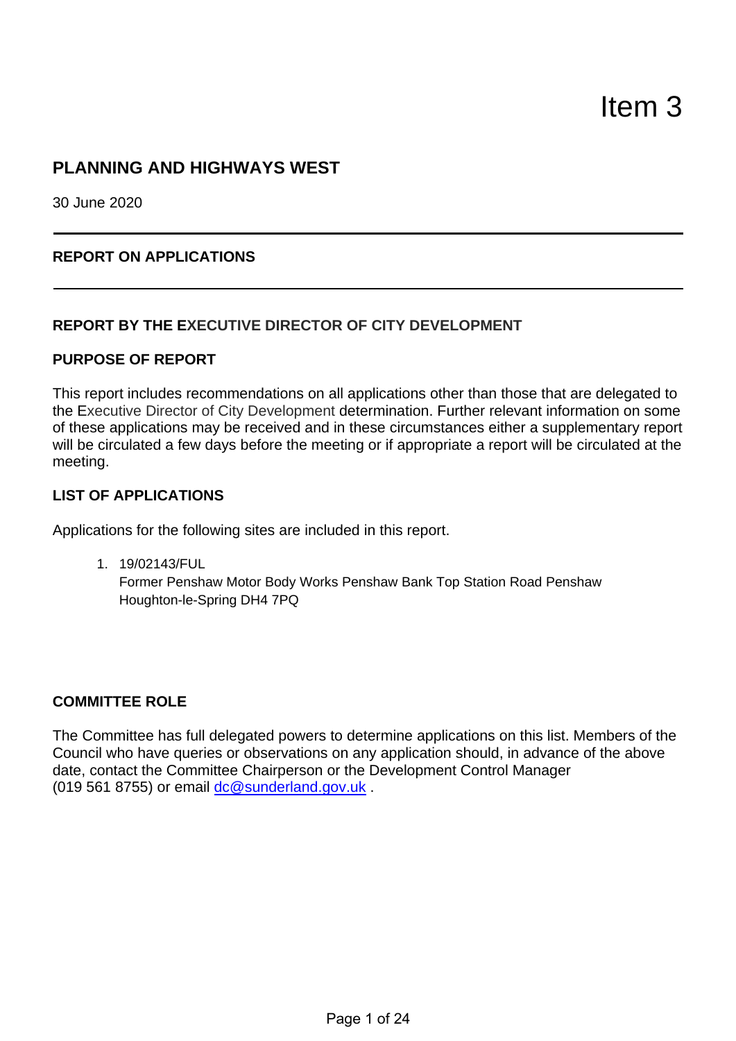Item 3

# PLANNING AND HIGHWAYS WEST

30 June 2020

## REPORT ON APPLICATIONS

### REPORT BY THE EXECUTIVE DIRECTOR OF CITY DEVELOPMENT

### PURPOSE OF REPORT

This report includes recommendations on all applications other than those that are delegated to the Executive Director of City Development determination. Further relevant information on some of these applications may be received and in these circumstances either a supplementary report will be circulated a few days before the meeting or if appropriate a report will be circulated at the meeting.

### LIST OF APPLICATIONS

Applications for the following sites are included in this report.

1. 19/02143/FUL
   Former Penshaw Motor Body Works Penshaw Bank Top Station Road Penshaw Houghton-le-Spring DH4 7PQ

### COMMITTEE ROLE

The Committee has full delegated powers to determine applications on this list. Members of the Council who have queries or observations on any application should, in advance of the above date, contact the Committee Chairperson or the Development Control Manager (019 561 8755) or email dc@sunderland.gov.uk .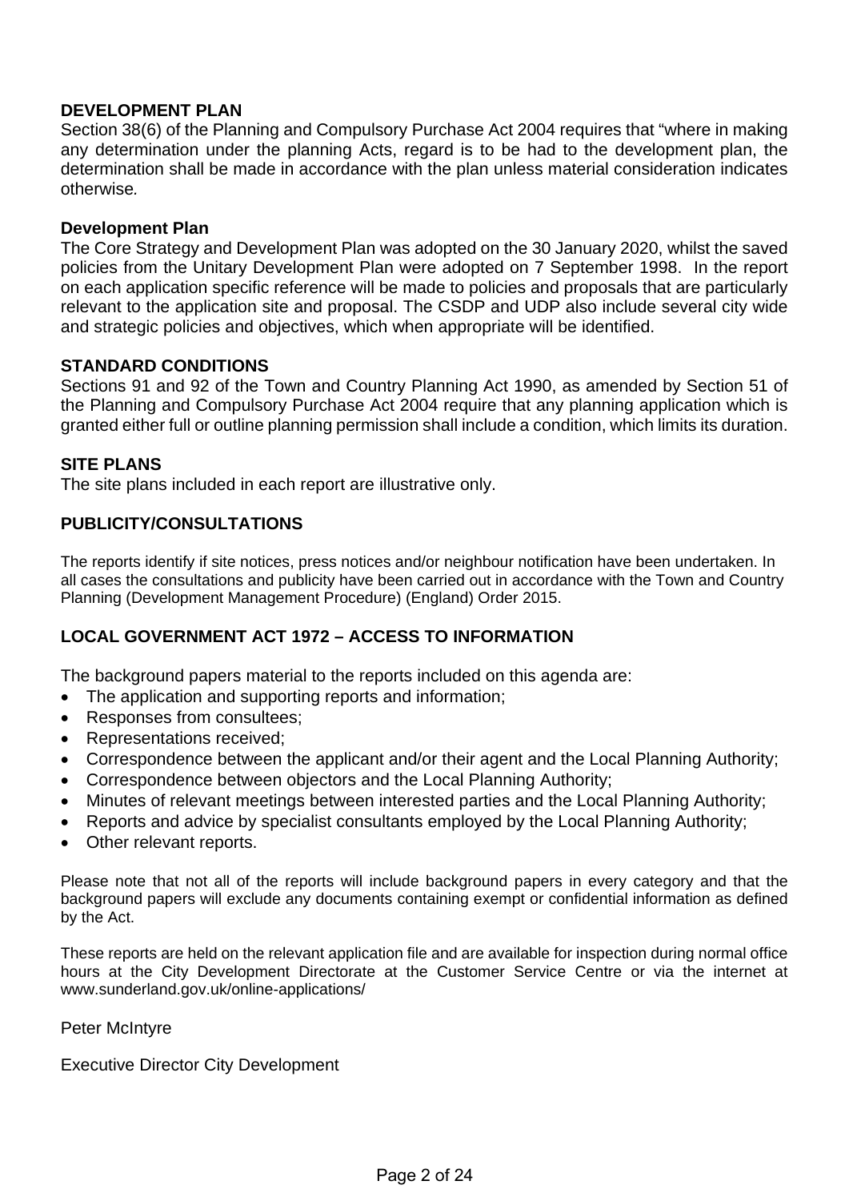## DEVELOPMENT PLAN

Section 38(6) of the Planning and Compulsory Purchase Act 2004 requires that "where in making any determination under the planning Acts, regard is to be had to the development plan, the determination shall be made in accordance with the plan unless material consideration indicates otherwise.

### Development Plan

The Core Strategy and Development Plan was adopted on the 30 January 2020, whilst the saved policies from the Unitary Development Plan were adopted on 7 September 1998. In the report on each application specific reference will be made to policies and proposals that are particularly relevant to the application site and proposal. The CSDP and UDP also include several city wide and strategic policies and objectives, which when appropriate will be identified.

## STANDARD CONDITIONS

Sections 91 and 92 of the Town and Country Planning Act 1990, as amended by Section 51 of the Planning and Compulsory Purchase Act 2004 require that any planning application which is granted either full or outline planning permission shall include a condition, which limits its duration.

## SITE PLANS

The site plans included in each report are illustrative only.

## PUBLICITY/CONSULTATIONS

The reports identify if site notices, press notices and/or neighbour notification have been undertaken. In all cases the consultations and publicity have been carried out in accordance with the Town and Country Planning (Development Management Procedure) (England) Order 2015.

## LOCAL GOVERNMENT ACT 1972 – ACCESS TO INFORMATION

The background papers material to the reports included on this agenda are:

- The application and supporting reports and information;
- Responses from consultees;
- Representations received;
- Correspondence between the applicant and/or their agent and the Local Planning Authority;
- Correspondence between objectors and the Local Planning Authority;
- Minutes of relevant meetings between interested parties and the Local Planning Authority;
- Reports and advice by specialist consultants employed by the Local Planning Authority;
- Other relevant reports.

Please note that not all of the reports will include background papers in every category and that the background papers will exclude any documents containing exempt or confidential information as defined by the Act.

These reports are held on the relevant application file and are available for inspection during normal office hours at the City Development Directorate at the Customer Service Centre or via the internet at www.sunderland.gov.uk/online-applications/

Peter McIntyre

Executive Director City Development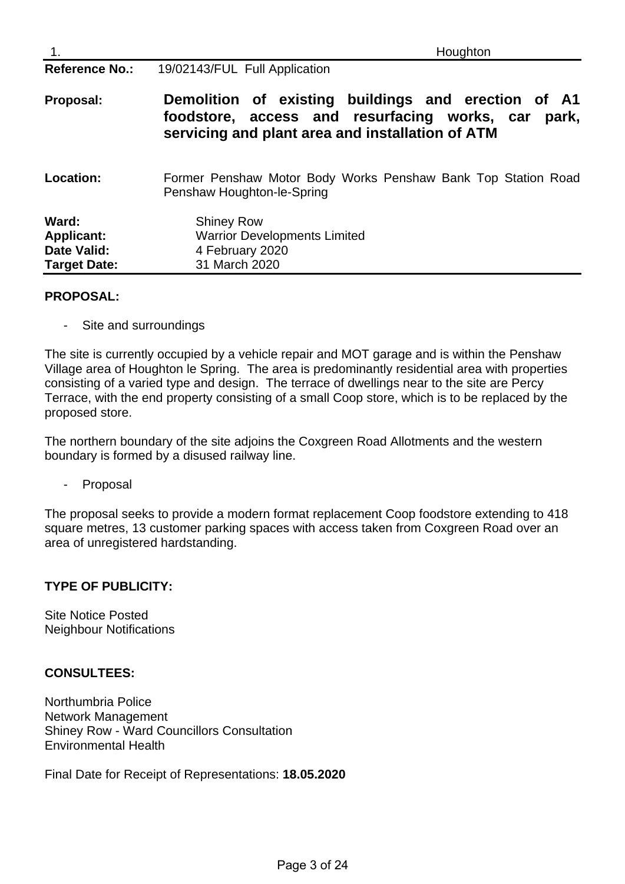1. Houghton

| | |
|---|---|
| **Reference No.:** | 19/02143/FUL Full Application |
| **Proposal:** | **Demolition of existing buildings and erection of A1 foodstore, access and resurfacing works, car park, servicing and plant area and installation of ATM** |
| **Location:** | Former Penshaw Motor Body Works Penshaw Bank Top Station Road Penshaw Houghton-le-Spring |
| **Ward:** | Shiney Row |
| **Applicant:** | Warrior Developments Limited |
| **Date Valid:** | 4 February 2020 |
| **Target Date:** | 31 March 2020 |

**PROPOSAL:**

- Site and surroundings

The site is currently occupied by a vehicle repair and MOT garage and is within the Penshaw Village area of Houghton le Spring. The area is predominantly residential area with properties consisting of a varied type and design. The terrace of dwellings near to the site are Percy Terrace, with the end property consisting of a small Coop store, which is to be replaced by the proposed store.

The northern boundary of the site adjoins the Coxgreen Road Allotments and the western boundary is formed by a disused railway line.

- Proposal

The proposal seeks to provide a modern format replacement Coop foodstore extending to 418 square metres, 13 customer parking spaces with access taken from Coxgreen Road over an area of unregistered hardstanding.

**TYPE OF PUBLICITY:**

Site Notice Posted
Neighbour Notifications

**CONSULTEES:**

Northumbria Police
Network Management
Shiney Row - Ward Councillors Consultation
Environmental Health

Final Date for Receipt of Representations: **18.05.2020**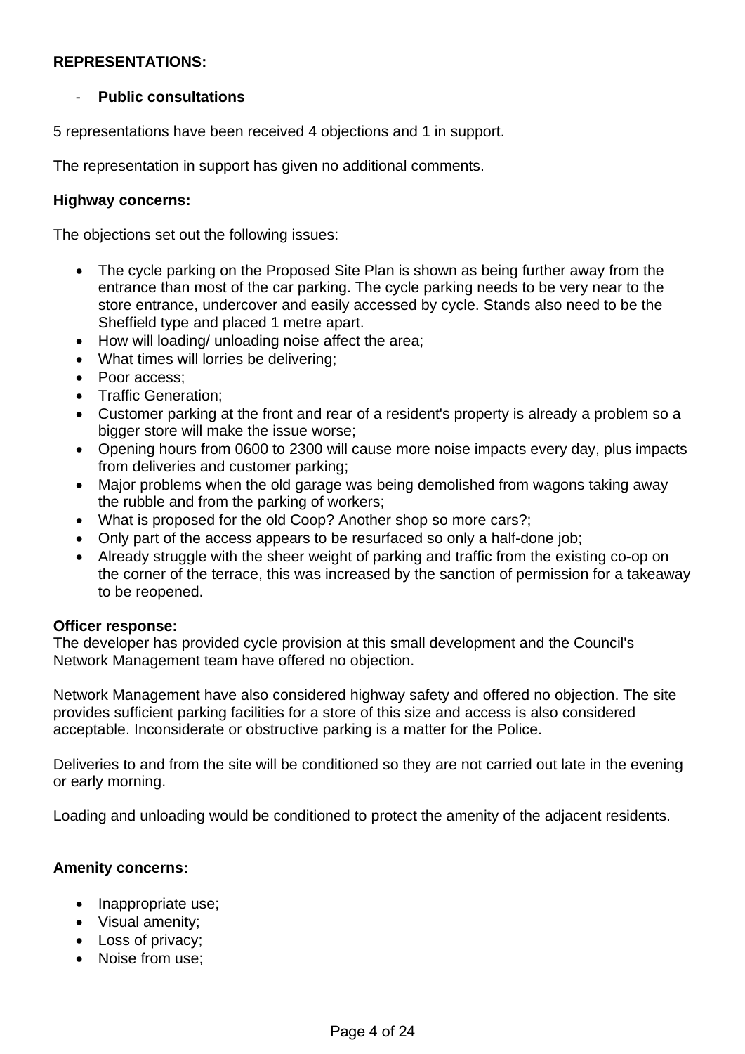**REPRESENTATIONS:**

- **Public consultations**

5 representations have been received 4 objections and 1 in support.

The representation in support has given no additional comments.

**Highway concerns:**

The objections set out the following issues:

- The cycle parking on the Proposed Site Plan is shown as being further away from the entrance than most of the car parking. The cycle parking needs to be very near to the store entrance, undercover and easily accessed by cycle. Stands also need to be the Sheffield type and placed 1 metre apart.
- How will loading/ unloading noise affect the area;
- What times will lorries be delivering;
- Poor access;
- Traffic Generation;
- Customer parking at the front and rear of a resident's property is already a problem so a bigger store will make the issue worse;
- Opening hours from 0600 to 2300 will cause more noise impacts every day, plus impacts from deliveries and customer parking;
- Major problems when the old garage was being demolished from wagons taking away the rubble and from the parking of workers;
- What is proposed for the old Coop? Another shop so more cars?;
- Only part of the access appears to be resurfaced so only a half-done job;
- Already struggle with the sheer weight of parking and traffic from the existing co-op on the corner of the terrace, this was increased by the sanction of permission for a takeaway to be reopened.

**Officer response:**
The developer has provided cycle provision at this small development and the Council's Network Management team have offered no objection.

Network Management have also considered highway safety and offered no objection. The site provides sufficient parking facilities for a store of this size and access is also considered acceptable. Inconsiderate or obstructive parking is a matter for the Police.

Deliveries to and from the site will be conditioned so they are not carried out late in the evening or early morning.

Loading and unloading would be conditioned to protect the amenity of the adjacent residents.

**Amenity concerns:**

- Inappropriate use;
- Visual amenity;
- Loss of privacy;
- Noise from use;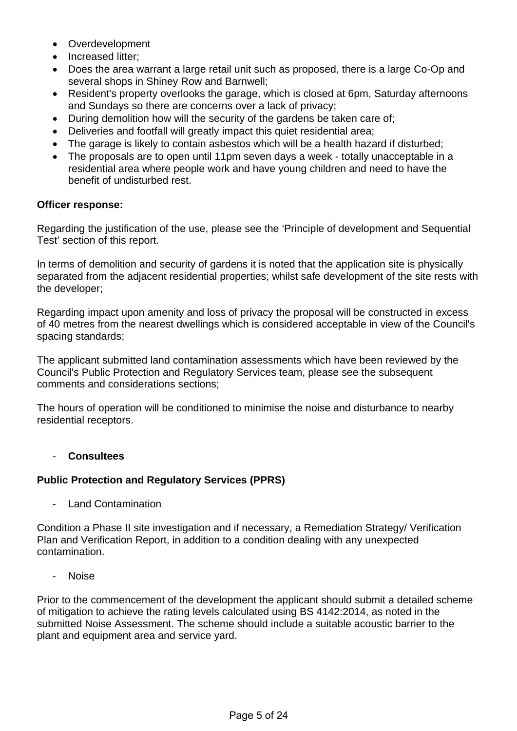- Overdevelopment
- Increased litter;
- Does the area warrant a large retail unit such as proposed, there is a large Co-Op and several shops in Shiney Row and Barnwell;
- Resident's property overlooks the garage, which is closed at 6pm, Saturday afternoons and Sundays so there are concerns over a lack of privacy;
- During demolition how will the security of the gardens be taken care of;
- Deliveries and footfall will greatly impact this quiet residential area;
- The garage is likely to contain asbestos which will be a health hazard if disturbed;
- The proposals are to open until 11pm seven days a week - totally unacceptable in a residential area where people work and have young children and need to have the benefit of undisturbed rest.

**Officer response:**

Regarding the justification of the use, please see the 'Principle of development and Sequential Test' section of this report.

In terms of demolition and security of gardens it is noted that the application site is physically separated from the adjacent residential properties; whilst safe development of the site rests with the developer;

Regarding impact upon amenity and loss of privacy the proposal will be constructed in excess of 40 metres from the nearest dwellings which is considered acceptable in view of the Council's spacing standards;

The applicant submitted land contamination assessments which have been reviewed by the Council's Public Protection and Regulatory Services team, please see the subsequent comments and considerations sections;

The hours of operation will be conditioned to minimise the noise and disturbance to nearby residential receptors.

- **Consultees**

**Public Protection and Regulatory Services (PPRS)**

- Land Contamination

Condition a Phase II site investigation and if necessary, a Remediation Strategy/ Verification Plan and Verification Report, in addition to a condition dealing with any unexpected contamination.

- Noise

Prior to the commencement of the development the applicant should submit a detailed scheme of mitigation to achieve the rating levels calculated using BS 4142:2014, as noted in the submitted Noise Assessment. The scheme should include a suitable acoustic barrier to the plant and equipment area and service yard.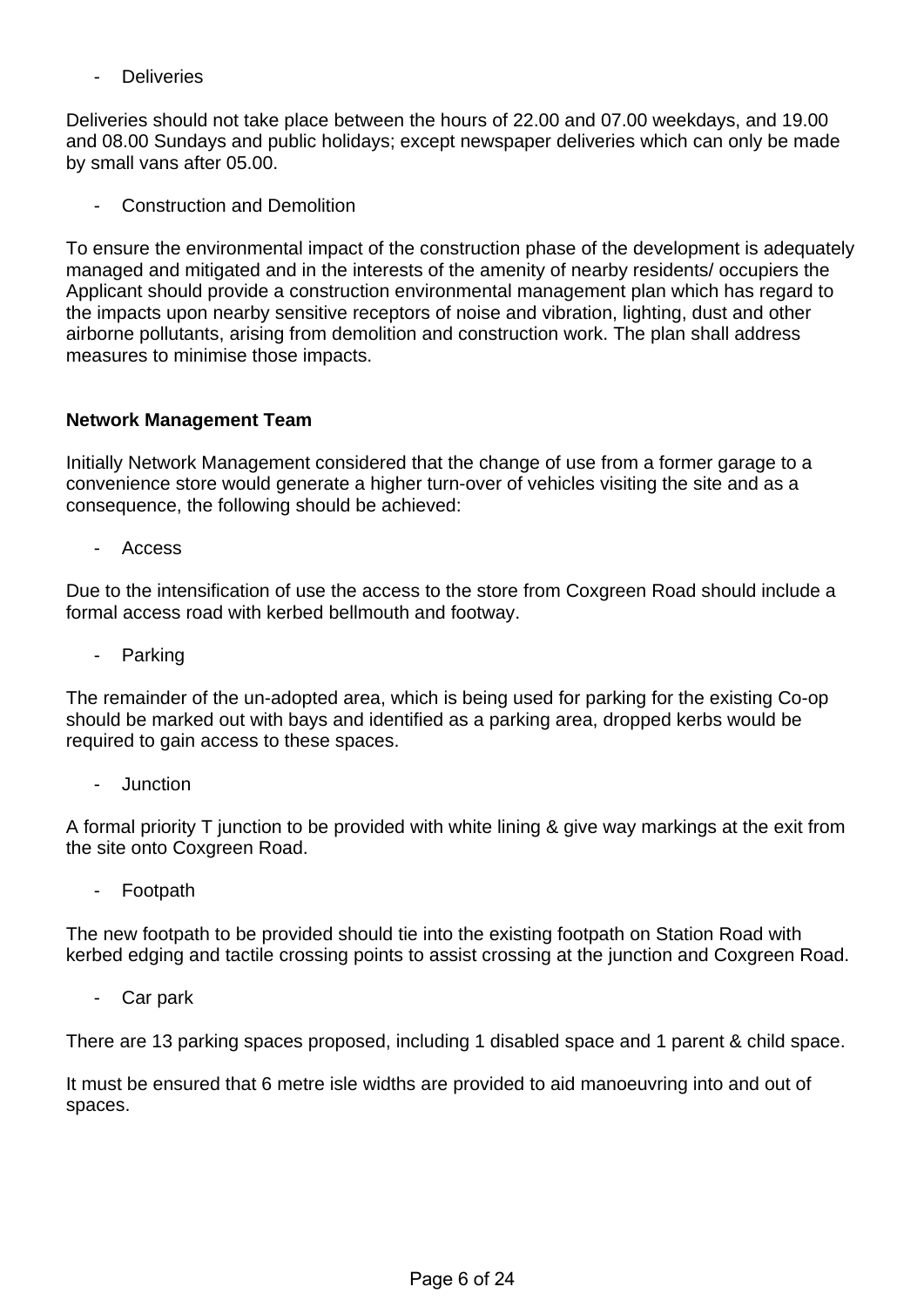- Deliveries

Deliveries should not take place between the hours of 22.00 and 07.00 weekdays, and 19.00 and 08.00 Sundays and public holidays; except newspaper deliveries which can only be made by small vans after 05.00.

- Construction and Demolition

To ensure the environmental impact of the construction phase of the development is adequately managed and mitigated and in the interests of the amenity of nearby residents/ occupiers the Applicant should provide a construction environmental management plan which has regard to the impacts upon nearby sensitive receptors of noise and vibration, lighting, dust and other airborne pollutants, arising from demolition and construction work. The plan shall address measures to minimise those impacts.

**Network Management Team**

Initially Network Management considered that the change of use from a former garage to a convenience store would generate a higher turn-over of vehicles visiting the site and as a consequence, the following should be achieved:

- Access

Due to the intensification of use the access to the store from Coxgreen Road should include a formal access road with kerbed bellmouth and footway.

- Parking

The remainder of the un-adopted area, which is being used for parking for the existing Co-op should be marked out with bays and identified as a parking area, dropped kerbs would be required to gain access to these spaces.

- Junction

A formal priority T junction to be provided with white lining & give way markings at the exit from the site onto Coxgreen Road.

- Footpath

The new footpath to be provided should tie into the existing footpath on Station Road with kerbed edging and tactile crossing points to assist crossing at the junction and Coxgreen Road.

- Car park

There are 13 parking spaces proposed, including 1 disabled space and 1 parent & child space.

It must be ensured that 6 metre isle widths are provided to aid manoeuvring into and out of spaces.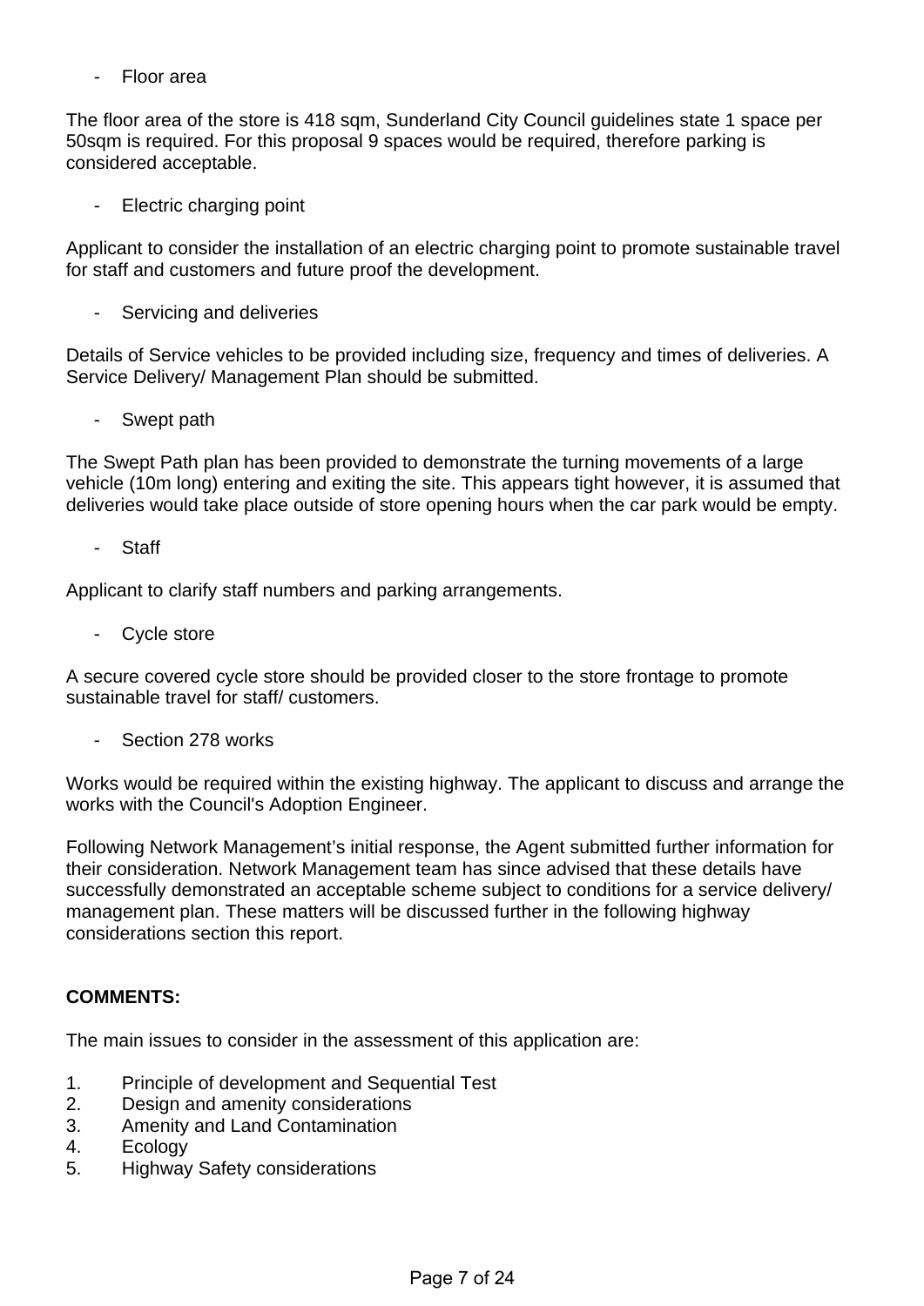- Floor area

The floor area of the store is 418 sqm, Sunderland City Council guidelines state 1 space per 50sqm is required. For this proposal 9 spaces would be required, therefore parking is considered acceptable.

- Electric charging point

Applicant to consider the installation of an electric charging point to promote sustainable travel for staff and customers and future proof the development.

- Servicing and deliveries

Details of Service vehicles to be provided including size, frequency and times of deliveries. A Service Delivery/ Management Plan should be submitted.

- Swept path

The Swept Path plan has been provided to demonstrate the turning movements of a large vehicle (10m long) entering and exiting the site. This appears tight however, it is assumed that deliveries would take place outside of store opening hours when the car park would be empty.

- Staff

Applicant to clarify staff numbers and parking arrangements.

- Cycle store

A secure covered cycle store should be provided closer to the store frontage to promote sustainable travel for staff/ customers.

- Section 278 works

Works would be required within the existing highway. The applicant to discuss and arrange the works with the Council's Adoption Engineer.

Following Network Management's initial response, the Agent submitted further information for their consideration. Network Management team has since advised that these details have successfully demonstrated an acceptable scheme subject to conditions for a service delivery/ management plan. These matters will be discussed further in the following highway considerations section this report.

**COMMENTS:**

The main issues to consider in the assessment of this application are:

1. Principle of development and Sequential Test
2. Design and amenity considerations
3. Amenity and Land Contamination
4. Ecology
5. Highway Safety considerations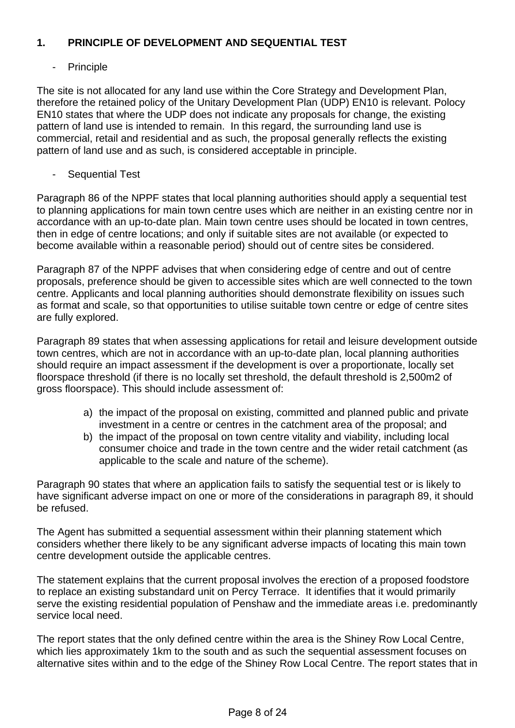## 1. PRINCIPLE OF DEVELOPMENT AND SEQUENTIAL TEST

- Principle

The site is not allocated for any land use within the Core Strategy and Development Plan, therefore the retained policy of the Unitary Development Plan (UDP) EN10 is relevant. Polocy EN10 states that where the UDP does not indicate any proposals for change, the existing pattern of land use is intended to remain. In this regard, the surrounding land use is commercial, retail and residential and as such, the proposal generally reflects the existing pattern of land use and as such, is considered acceptable in principle.

- Sequential Test

Paragraph 86 of the NPPF states that local planning authorities should apply a sequential test to planning applications for main town centre uses which are neither in an existing centre nor in accordance with an up-to-date plan. Main town centre uses should be located in town centres, then in edge of centre locations; and only if suitable sites are not available (or expected to become available within a reasonable period) should out of centre sites be considered.

Paragraph 87 of the NPPF advises that when considering edge of centre and out of centre proposals, preference should be given to accessible sites which are well connected to the town centre. Applicants and local planning authorities should demonstrate flexibility on issues such as format and scale, so that opportunities to utilise suitable town centre or edge of centre sites are fully explored.

Paragraph 89 states that when assessing applications for retail and leisure development outside town centres, which are not in accordance with an up-to-date plan, local planning authorities should require an impact assessment if the development is over a proportionate, locally set floorspace threshold (if there is no locally set threshold, the default threshold is 2,500m2 of gross floorspace). This should include assessment of:

a) the impact of the proposal on existing, committed and planned public and private investment in a centre or centres in the catchment area of the proposal; and
b) the impact of the proposal on town centre vitality and viability, including local consumer choice and trade in the town centre and the wider retail catchment (as applicable to the scale and nature of the scheme).

Paragraph 90 states that where an application fails to satisfy the sequential test or is likely to have significant adverse impact on one or more of the considerations in paragraph 89, it should be refused.

The Agent has submitted a sequential assessment within their planning statement which considers whether there likely to be any significant adverse impacts of locating this main town centre development outside the applicable centres.

The statement explains that the current proposal involves the erection of a proposed foodstore to replace an existing substandard unit on Percy Terrace. It identifies that it would primarily serve the existing residential population of Penshaw and the immediate areas i.e. predominantly service local need.

The report states that the only defined centre within the area is the Shiney Row Local Centre, which lies approximately 1km to the south and as such the sequential assessment focuses on alternative sites within and to the edge of the Shiney Row Local Centre. The report states that in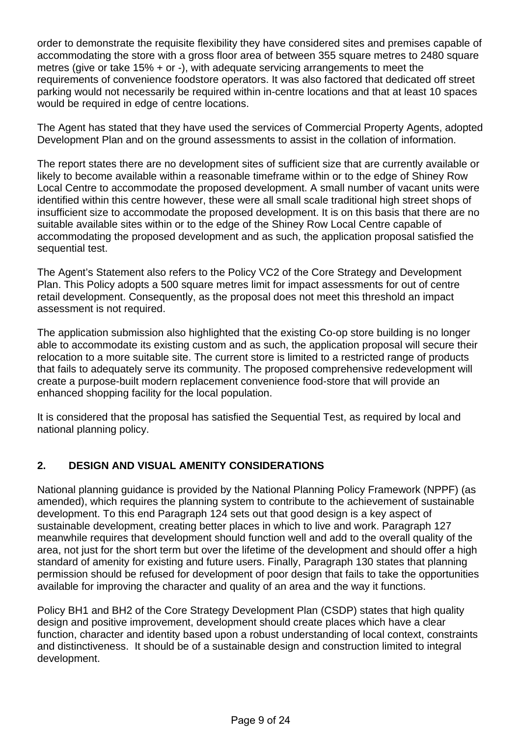order to demonstrate the requisite flexibility they have considered sites and premises capable of accommodating the store with a gross floor area of between 355 square metres to 2480 square metres (give or take 15% + or -), with adequate servicing arrangements to meet the requirements of convenience foodstore operators. It was also factored that dedicated off street parking would not necessarily be required within in-centre locations and that at least 10 spaces would be required in edge of centre locations.

The Agent has stated that they have used the services of Commercial Property Agents, adopted Development Plan and on the ground assessments to assist in the collation of information.

The report states there are no development sites of sufficient size that are currently available or likely to become available within a reasonable timeframe within or to the edge of Shiney Row Local Centre to accommodate the proposed development. A small number of vacant units were identified within this centre however, these were all small scale traditional high street shops of insufficient size to accommodate the proposed development. It is on this basis that there are no suitable available sites within or to the edge of the Shiney Row Local Centre capable of accommodating the proposed development and as such, the application proposal satisfied the sequential test.

The Agent's Statement also refers to the Policy VC2 of the Core Strategy and Development Plan. This Policy adopts a 500 square metres limit for impact assessments for out of centre retail development. Consequently, as the proposal does not meet this threshold an impact assessment is not required.

The application submission also highlighted that the existing Co-op store building is no longer able to accommodate its existing custom and as such, the application proposal will secure their relocation to a more suitable site. The current store is limited to a restricted range of products that fails to adequately serve its community. The proposed comprehensive redevelopment will create a purpose-built modern replacement convenience food-store that will provide an enhanced shopping facility for the local population.

It is considered that the proposal has satisfied the Sequential Test, as required by local and national planning policy.

## 2. DESIGN AND VISUAL AMENITY CONSIDERATIONS

National planning guidance is provided by the National Planning Policy Framework (NPPF) (as amended), which requires the planning system to contribute to the achievement of sustainable development. To this end Paragraph 124 sets out that good design is a key aspect of sustainable development, creating better places in which to live and work. Paragraph 127 meanwhile requires that development should function well and add to the overall quality of the area, not just for the short term but over the lifetime of the development and should offer a high standard of amenity for existing and future users. Finally, Paragraph 130 states that planning permission should be refused for development of poor design that fails to take the opportunities available for improving the character and quality of an area and the way it functions.

Policy BH1 and BH2 of the Core Strategy Development Plan (CSDP) states that high quality design and positive improvement, development should create places which have a clear function, character and identity based upon a robust understanding of local context, constraints and distinctiveness. It should be of a sustainable design and construction limited to integral development.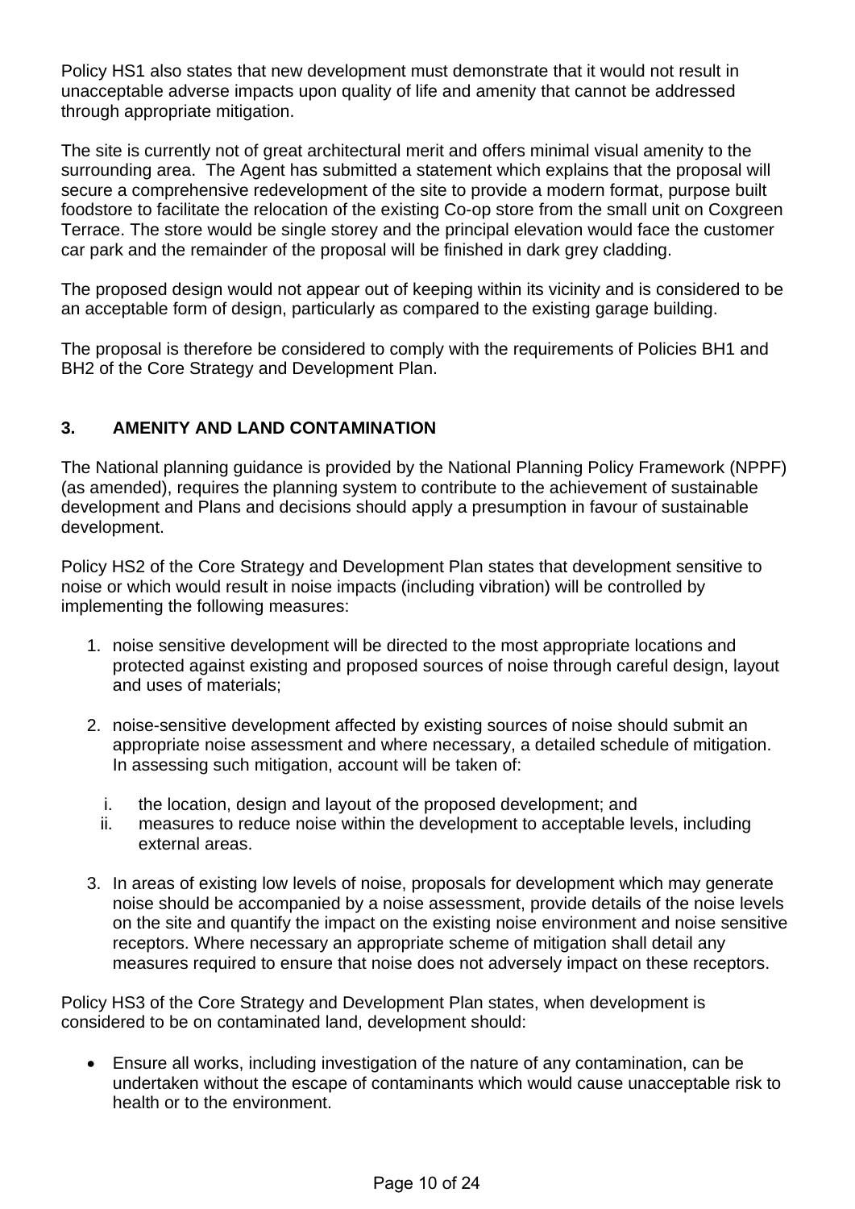Policy HS1 also states that new development must demonstrate that it would not result in unacceptable adverse impacts upon quality of life and amenity that cannot be addressed through appropriate mitigation.

The site is currently not of great architectural merit and offers minimal visual amenity to the surrounding area. The Agent has submitted a statement which explains that the proposal will secure a comprehensive redevelopment of the site to provide a modern format, purpose built foodstore to facilitate the relocation of the existing Co-op store from the small unit on Coxgreen Terrace. The store would be single storey and the principal elevation would face the customer car park and the remainder of the proposal will be finished in dark grey cladding.

The proposed design would not appear out of keeping within its vicinity and is considered to be an acceptable form of design, particularly as compared to the existing garage building.

The proposal is therefore be considered to comply with the requirements of Policies BH1 and BH2 of the Core Strategy and Development Plan.

## 3. AMENITY AND LAND CONTAMINATION

The National planning guidance is provided by the National Planning Policy Framework (NPPF) (as amended), requires the planning system to contribute to the achievement of sustainable development and Plans and decisions should apply a presumption in favour of sustainable development.

Policy HS2 of the Core Strategy and Development Plan states that development sensitive to noise or which would result in noise impacts (including vibration) will be controlled by implementing the following measures:

1. noise sensitive development will be directed to the most appropriate locations and protected against existing and proposed sources of noise through careful design, layout and uses of materials;
2. noise-sensitive development affected by existing sources of noise should submit an appropriate noise assessment and where necessary, a detailed schedule of mitigation. In assessing such mitigation, account will be taken of:
   i. the location, design and layout of the proposed development; and
   ii. measures to reduce noise within the development to acceptable levels, including external areas.
3. In areas of existing low levels of noise, proposals for development which may generate noise should be accompanied by a noise assessment, provide details of the noise levels on the site and quantify the impact on the existing noise environment and noise sensitive receptors. Where necessary an appropriate scheme of mitigation shall detail any measures required to ensure that noise does not adversely impact on these receptors.

Policy HS3 of the Core Strategy and Development Plan states, when development is considered to be on contaminated land, development should:

- Ensure all works, including investigation of the nature of any contamination, can be undertaken without the escape of contaminants which would cause unacceptable risk to health or to the environment.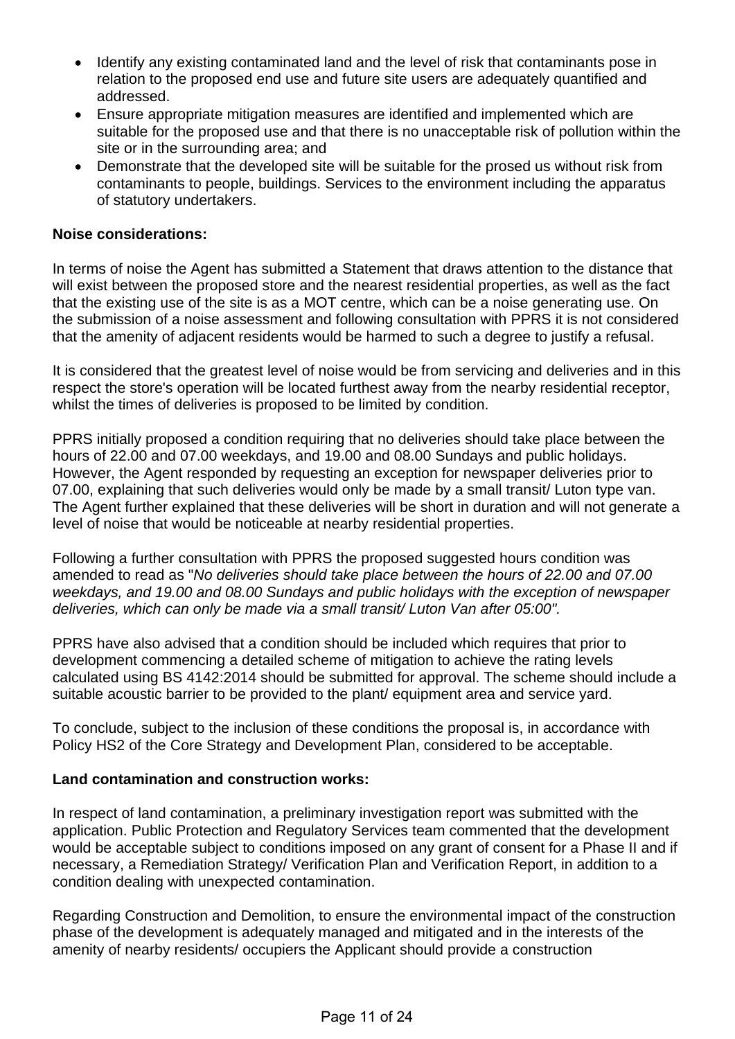- Identify any existing contaminated land and the level of risk that contaminants pose in relation to the proposed end use and future site users are adequately quantified and addressed.
- Ensure appropriate mitigation measures are identified and implemented which are suitable for the proposed use and that there is no unacceptable risk of pollution within the site or in the surrounding area; and
- Demonstrate that the developed site will be suitable for the prosed us without risk from contaminants to people, buildings. Services to the environment including the apparatus of statutory undertakers.

**Noise considerations:**

In terms of noise the Agent has submitted a Statement that draws attention to the distance that will exist between the proposed store and the nearest residential properties, as well as the fact that the existing use of the site is as a MOT centre, which can be a noise generating use. On the submission of a noise assessment and following consultation with PPRS it is not considered that the amenity of adjacent residents would be harmed to such a degree to justify a refusal.

It is considered that the greatest level of noise would be from servicing and deliveries and in this respect the store's operation will be located furthest away from the nearby residential receptor, whilst the times of deliveries is proposed to be limited by condition.

PPRS initially proposed a condition requiring that no deliveries should take place between the hours of 22.00 and 07.00 weekdays, and 19.00 and 08.00 Sundays and public holidays. However, the Agent responded by requesting an exception for newspaper deliveries prior to 07.00, explaining that such deliveries would only be made by a small transit/ Luton type van. The Agent further explained that these deliveries will be short in duration and will not generate a level of noise that would be noticeable at nearby residential properties.

Following a further consultation with PPRS the proposed suggested hours condition was amended to read as "*No deliveries should take place between the hours of 22.00 and 07.00 weekdays, and 19.00 and 08.00 Sundays and public holidays with the exception of newspaper deliveries, which can only be made via a small transit/ Luton Van after 05:00".*

PPRS have also advised that a condition should be included which requires that prior to development commencing a detailed scheme of mitigation to achieve the rating levels calculated using BS 4142:2014 should be submitted for approval. The scheme should include a suitable acoustic barrier to be provided to the plant/ equipment area and service yard.

To conclude, subject to the inclusion of these conditions the proposal is, in accordance with Policy HS2 of the Core Strategy and Development Plan, considered to be acceptable.

**Land contamination and construction works:**

In respect of land contamination, a preliminary investigation report was submitted with the application. Public Protection and Regulatory Services team commented that the development would be acceptable subject to conditions imposed on any grant of consent for a Phase II and if necessary, a Remediation Strategy/ Verification Plan and Verification Report, in addition to a condition dealing with unexpected contamination.

Regarding Construction and Demolition, to ensure the environmental impact of the construction phase of the development is adequately managed and mitigated and in the interests of the amenity of nearby residents/ occupiers the Applicant should provide a construction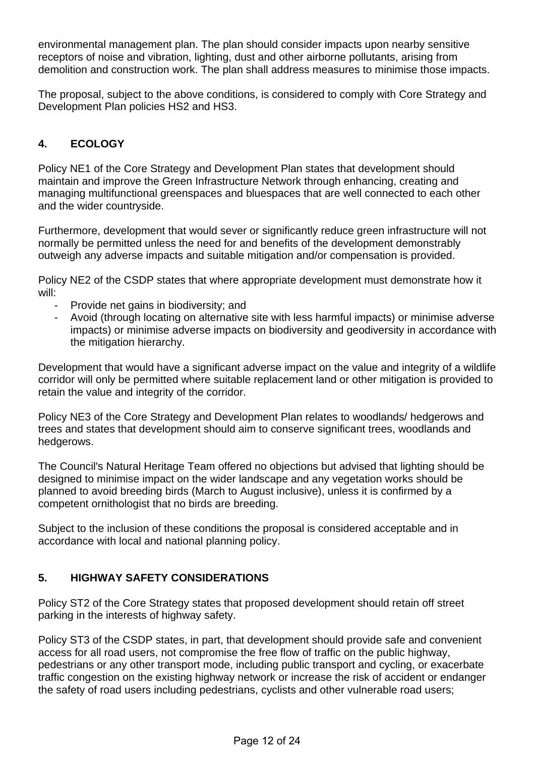environmental management plan. The plan should consider impacts upon nearby sensitive receptors of noise and vibration, lighting, dust and other airborne pollutants, arising from demolition and construction work. The plan shall address measures to minimise those impacts.

The proposal, subject to the above conditions, is considered to comply with Core Strategy and Development Plan policies HS2 and HS3.

## 4. ECOLOGY

Policy NE1 of the Core Strategy and Development Plan states that development should maintain and improve the Green Infrastructure Network through enhancing, creating and managing multifunctional greenspaces and bluespaces that are well connected to each other and the wider countryside.

Furthermore, development that would sever or significantly reduce green infrastructure will not normally be permitted unless the need for and benefits of the development demonstrably outweigh any adverse impacts and suitable mitigation and/or compensation is provided.

Policy NE2 of the CSDP states that where appropriate development must demonstrate how it will:

- Provide net gains in biodiversity; and
- Avoid (through locating on alternative site with less harmful impacts) or minimise adverse impacts) or minimise adverse impacts on biodiversity and geodiversity in accordance with the mitigation hierarchy.

Development that would have a significant adverse impact on the value and integrity of a wildlife corridor will only be permitted where suitable replacement land or other mitigation is provided to retain the value and integrity of the corridor.

Policy NE3 of the Core Strategy and Development Plan relates to woodlands/ hedgerows and trees and states that development should aim to conserve significant trees, woodlands and hedgerows.

The Council's Natural Heritage Team offered no objections but advised that lighting should be designed to minimise impact on the wider landscape and any vegetation works should be planned to avoid breeding birds (March to August inclusive), unless it is confirmed by a competent ornithologist that no birds are breeding.

Subject to the inclusion of these conditions the proposal is considered acceptable and in accordance with local and national planning policy.

## 5. HIGHWAY SAFETY CONSIDERATIONS

Policy ST2 of the Core Strategy states that proposed development should retain off street parking in the interests of highway safety.

Policy ST3 of the CSDP states, in part, that development should provide safe and convenient access for all road users, not compromise the free flow of traffic on the public highway, pedestrians or any other transport mode, including public transport and cycling, or exacerbate traffic congestion on the existing highway network or increase the risk of accident or endanger the safety of road users including pedestrians, cyclists and other vulnerable road users;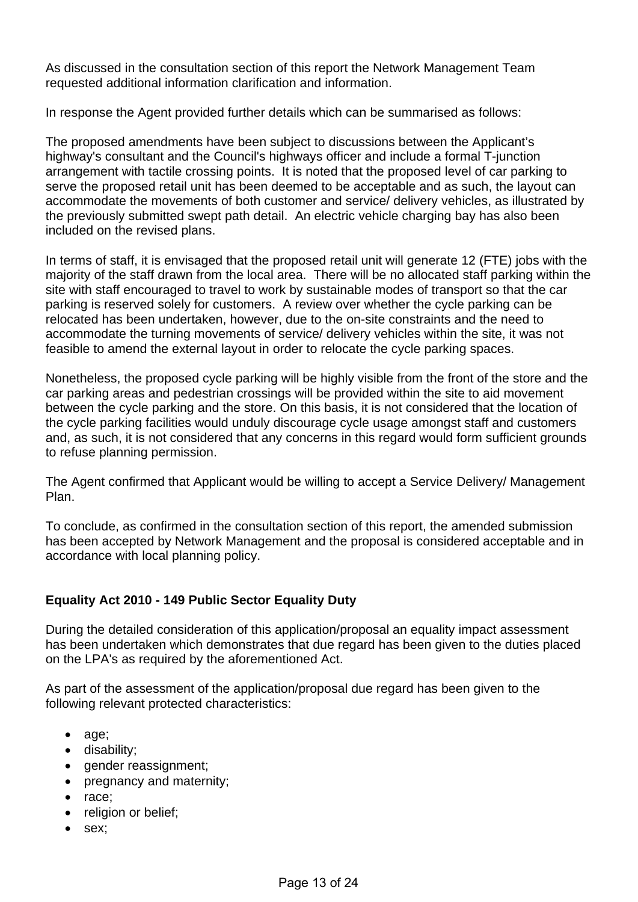As discussed in the consultation section of this report the Network Management Team requested additional information clarification and information.

In response the Agent provided further details which can be summarised as follows:

The proposed amendments have been subject to discussions between the Applicant's highway's consultant and the Council's highways officer and include a formal T-junction arrangement with tactile crossing points. It is noted that the proposed level of car parking to serve the proposed retail unit has been deemed to be acceptable and as such, the layout can accommodate the movements of both customer and service/ delivery vehicles, as illustrated by the previously submitted swept path detail. An electric vehicle charging bay has also been included on the revised plans.

In terms of staff, it is envisaged that the proposed retail unit will generate 12 (FTE) jobs with the majority of the staff drawn from the local area. There will be no allocated staff parking within the site with staff encouraged to travel to work by sustainable modes of transport so that the car parking is reserved solely for customers. A review over whether the cycle parking can be relocated has been undertaken, however, due to the on-site constraints and the need to accommodate the turning movements of service/ delivery vehicles within the site, it was not feasible to amend the external layout in order to relocate the cycle parking spaces.

Nonetheless, the proposed cycle parking will be highly visible from the front of the store and the car parking areas and pedestrian crossings will be provided within the site to aid movement between the cycle parking and the store. On this basis, it is not considered that the location of the cycle parking facilities would unduly discourage cycle usage amongst staff and customers and, as such, it is not considered that any concerns in this regard would form sufficient grounds to refuse planning permission.

The Agent confirmed that Applicant would be willing to accept a Service Delivery/ Management Plan.

To conclude, as confirmed in the consultation section of this report, the amended submission has been accepted by Network Management and the proposal is considered acceptable and in accordance with local planning policy.

**Equality Act 2010 - 149 Public Sector Equality Duty**

During the detailed consideration of this application/proposal an equality impact assessment has been undertaken which demonstrates that due regard has been given to the duties placed on the LPA's as required by the aforementioned Act.

As part of the assessment of the application/proposal due regard has been given to the following relevant protected characteristics:

- age;
- disability;
- gender reassignment;
- pregnancy and maternity;
- race;
- religion or belief;
- sex;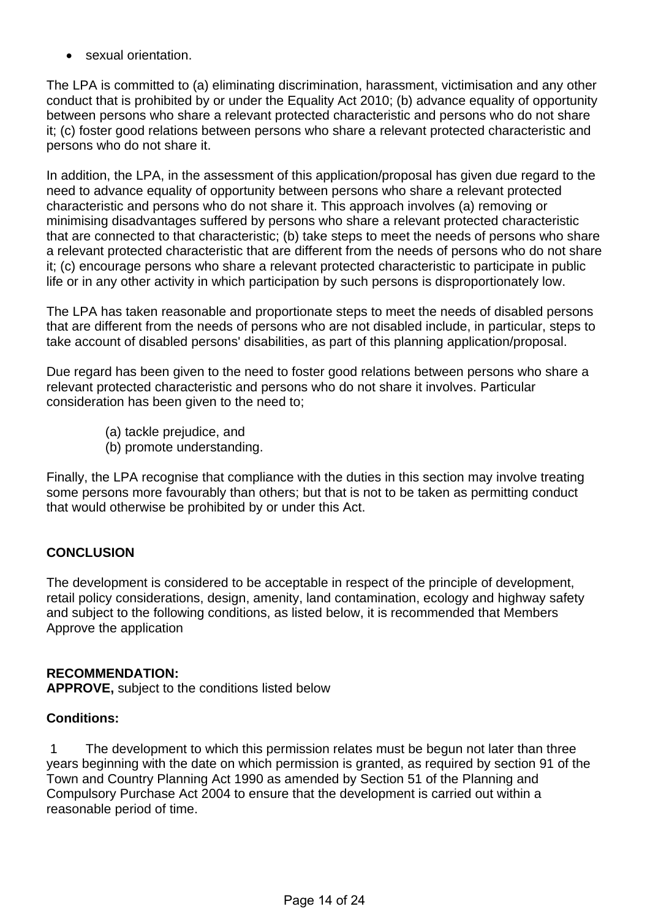- sexual orientation.

The LPA is committed to (a) eliminating discrimination, harassment, victimisation and any other conduct that is prohibited by or under the Equality Act 2010; (b) advance equality of opportunity between persons who share a relevant protected characteristic and persons who do not share it; (c) foster good relations between persons who share a relevant protected characteristic and persons who do not share it.

In addition, the LPA, in the assessment of this application/proposal has given due regard to the need to advance equality of opportunity between persons who share a relevant protected characteristic and persons who do not share it. This approach involves (a) removing or minimising disadvantages suffered by persons who share a relevant protected characteristic that are connected to that characteristic; (b) take steps to meet the needs of persons who share a relevant protected characteristic that are different from the needs of persons who do not share it; (c) encourage persons who share a relevant protected characteristic to participate in public life or in any other activity in which participation by such persons is disproportionately low.

The LPA has taken reasonable and proportionate steps to meet the needs of disabled persons that are different from the needs of persons who are not disabled include, in particular, steps to take account of disabled persons' disabilities, as part of this planning application/proposal.

Due regard has been given to the need to foster good relations between persons who share a relevant protected characteristic and persons who do not share it involves. Particular consideration has been given to the need to;

(a) tackle prejudice, and
(b) promote understanding.

Finally, the LPA recognise that compliance with the duties in this section may involve treating some persons more favourably than others; but that is not to be taken as permitting conduct that would otherwise be prohibited by or under this Act.

**CONCLUSION**

The development is considered to be acceptable in respect of the principle of development, retail policy considerations, design, amenity, land contamination, ecology and highway safety and subject to the following conditions, as listed below, it is recommended that Members Approve the application

**RECOMMENDATION:**
**APPROVE,** subject to the conditions listed below

**Conditions:**

1 The development to which this permission relates must be begun not later than three years beginning with the date on which permission is granted, as required by section 91 of the Town and Country Planning Act 1990 as amended by Section 51 of the Planning and Compulsory Purchase Act 2004 to ensure that the development is carried out within a reasonable period of time.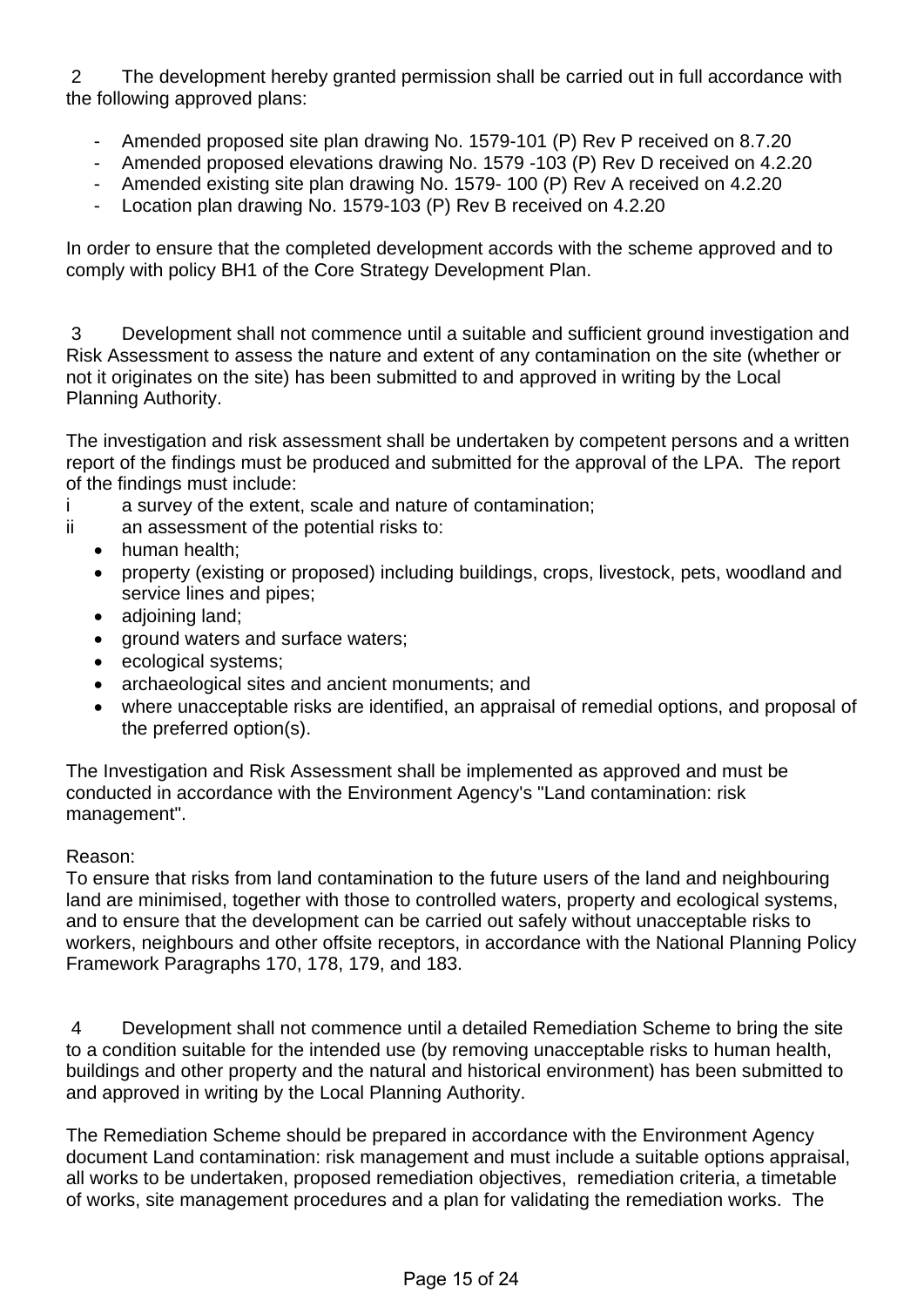2 The development hereby granted permission shall be carried out in full accordance with the following approved plans:

- Amended proposed site plan drawing No. 1579-101 (P) Rev P received on 8.7.20
- Amended proposed elevations drawing No. 1579 -103 (P) Rev D received on 4.2.20
- Amended existing site plan drawing No. 1579- 100 (P) Rev A received on 4.2.20
- Location plan drawing No. 1579-103 (P) Rev B received on 4.2.20

In order to ensure that the completed development accords with the scheme approved and to comply with policy BH1 of the Core Strategy Development Plan.

3 Development shall not commence until a suitable and sufficient ground investigation and Risk Assessment to assess the nature and extent of any contamination on the site (whether or not it originates on the site) has been submitted to and approved in writing by the Local Planning Authority.

The investigation and risk assessment shall be undertaken by competent persons and a written report of the findings must be produced and submitted for the approval of the LPA. The report of the findings must include:

i a survey of the extent, scale and nature of contamination;

ii an assessment of the potential risks to:

- human health;
- property (existing or proposed) including buildings, crops, livestock, pets, woodland and service lines and pipes;
- adjoining land;
- ground waters and surface waters;
- ecological systems;
- archaeological sites and ancient monuments; and
- where unacceptable risks are identified, an appraisal of remedial options, and proposal of the preferred option(s).

The Investigation and Risk Assessment shall be implemented as approved and must be conducted in accordance with the Environment Agency's "Land contamination: risk management".

Reason:
To ensure that risks from land contamination to the future users of the land and neighbouring land are minimised, together with those to controlled waters, property and ecological systems, and to ensure that the development can be carried out safely without unacceptable risks to workers, neighbours and other offsite receptors, in accordance with the National Planning Policy Framework Paragraphs 170, 178, 179, and 183.

4 Development shall not commence until a detailed Remediation Scheme to bring the site to a condition suitable for the intended use (by removing unacceptable risks to human health, buildings and other property and the natural and historical environment) has been submitted to and approved in writing by the Local Planning Authority.

The Remediation Scheme should be prepared in accordance with the Environment Agency document Land contamination: risk management and must include a suitable options appraisal, all works to be undertaken, proposed remediation objectives, remediation criteria, a timetable of works, site management procedures and a plan for validating the remediation works. The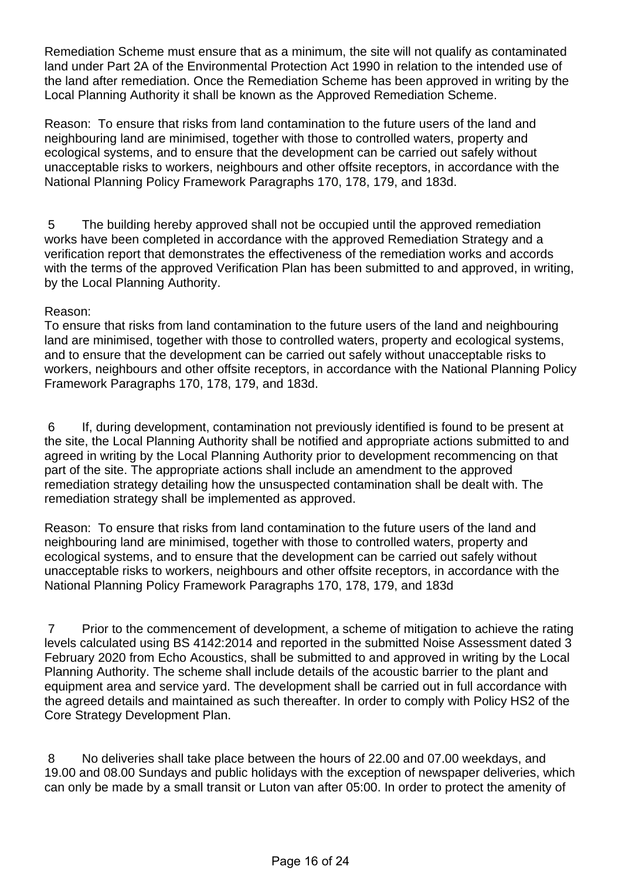Remediation Scheme must ensure that as a minimum, the site will not qualify as contaminated land under Part 2A of the Environmental Protection Act 1990 in relation to the intended use of the land after remediation. Once the Remediation Scheme has been approved in writing by the Local Planning Authority it shall be known as the Approved Remediation Scheme.

Reason: To ensure that risks from land contamination to the future users of the land and neighbouring land are minimised, together with those to controlled waters, property and ecological systems, and to ensure that the development can be carried out safely without unacceptable risks to workers, neighbours and other offsite receptors, in accordance with the National Planning Policy Framework Paragraphs 170, 178, 179, and 183d.

5 The building hereby approved shall not be occupied until the approved remediation works have been completed in accordance with the approved Remediation Strategy and a verification report that demonstrates the effectiveness of the remediation works and accords with the terms of the approved Verification Plan has been submitted to and approved, in writing, by the Local Planning Authority.

Reason:
To ensure that risks from land contamination to the future users of the land and neighbouring land are minimised, together with those to controlled waters, property and ecological systems, and to ensure that the development can be carried out safely without unacceptable risks to workers, neighbours and other offsite receptors, in accordance with the National Planning Policy Framework Paragraphs 170, 178, 179, and 183d.

6 If, during development, contamination not previously identified is found to be present at the site, the Local Planning Authority shall be notified and appropriate actions submitted to and agreed in writing by the Local Planning Authority prior to development recommencing on that part of the site. The appropriate actions shall include an amendment to the approved remediation strategy detailing how the unsuspected contamination shall be dealt with. The remediation strategy shall be implemented as approved.

Reason: To ensure that risks from land contamination to the future users of the land and neighbouring land are minimised, together with those to controlled waters, property and ecological systems, and to ensure that the development can be carried out safely without unacceptable risks to workers, neighbours and other offsite receptors, in accordance with the National Planning Policy Framework Paragraphs 170, 178, 179, and 183d

7 Prior to the commencement of development, a scheme of mitigation to achieve the rating levels calculated using BS 4142:2014 and reported in the submitted Noise Assessment dated 3 February 2020 from Echo Acoustics, shall be submitted to and approved in writing by the Local Planning Authority. The scheme shall include details of the acoustic barrier to the plant and equipment area and service yard. The development shall be carried out in full accordance with the agreed details and maintained as such thereafter. In order to comply with Policy HS2 of the Core Strategy Development Plan.

8 No deliveries shall take place between the hours of 22.00 and 07.00 weekdays, and 19.00 and 08.00 Sundays and public holidays with the exception of newspaper deliveries, which can only be made by a small transit or Luton van after 05:00. In order to protect the amenity of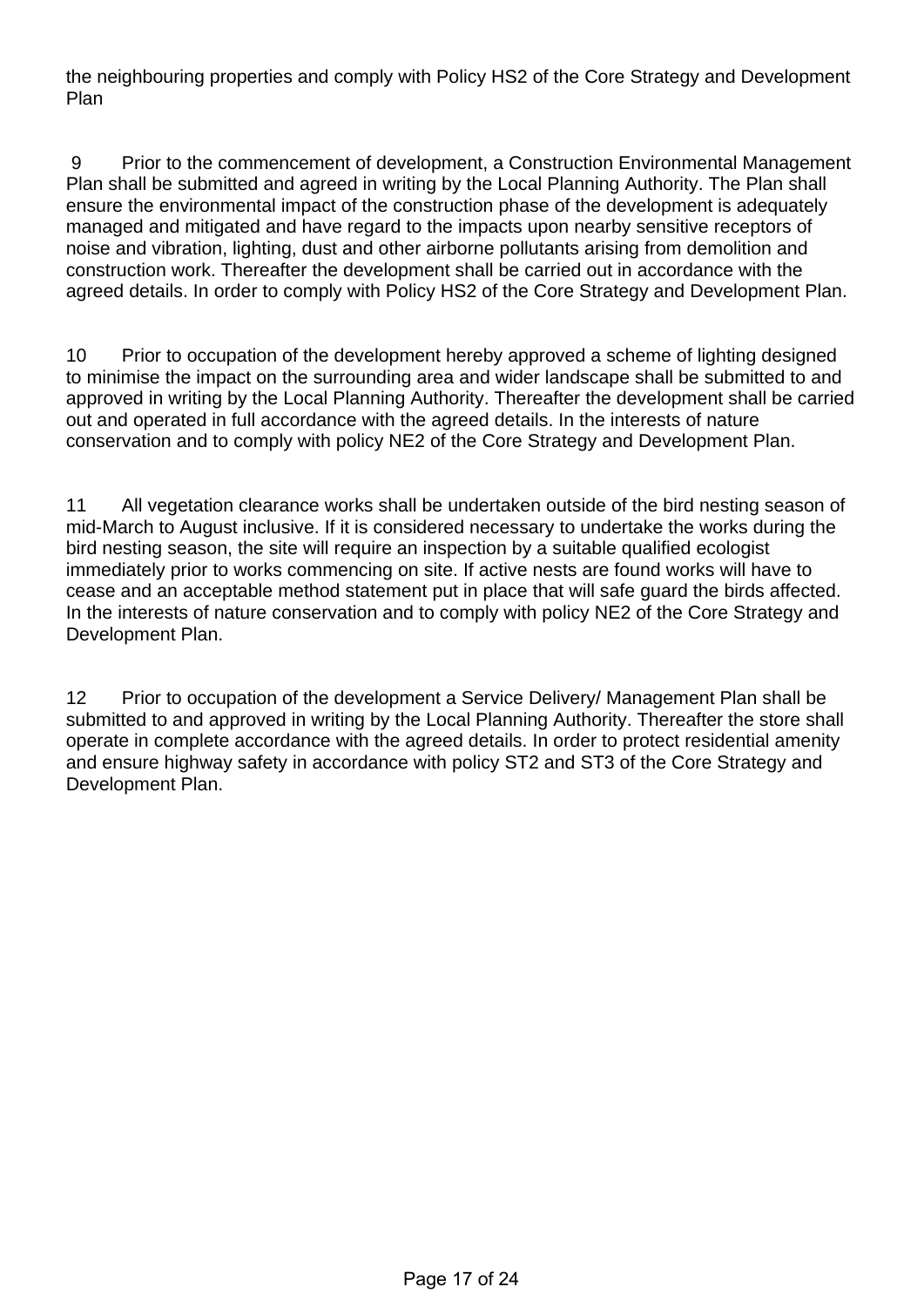the neighbouring properties and comply with Policy HS2 of the Core Strategy and Development Plan

9 Prior to the commencement of development, a Construction Environmental Management Plan shall be submitted and agreed in writing by the Local Planning Authority. The Plan shall ensure the environmental impact of the construction phase of the development is adequately managed and mitigated and have regard to the impacts upon nearby sensitive receptors of noise and vibration, lighting, dust and other airborne pollutants arising from demolition and construction work. Thereafter the development shall be carried out in accordance with the agreed details. In order to comply with Policy HS2 of the Core Strategy and Development Plan.

10 Prior to occupation of the development hereby approved a scheme of lighting designed to minimise the impact on the surrounding area and wider landscape shall be submitted to and approved in writing by the Local Planning Authority. Thereafter the development shall be carried out and operated in full accordance with the agreed details. In the interests of nature conservation and to comply with policy NE2 of the Core Strategy and Development Plan.

11 All vegetation clearance works shall be undertaken outside of the bird nesting season of mid-March to August inclusive. If it is considered necessary to undertake the works during the bird nesting season, the site will require an inspection by a suitable qualified ecologist immediately prior to works commencing on site. If active nests are found works will have to cease and an acceptable method statement put in place that will safe guard the birds affected. In the interests of nature conservation and to comply with policy NE2 of the Core Strategy and Development Plan.

12 Prior to occupation of the development a Service Delivery/ Management Plan shall be submitted to and approved in writing by the Local Planning Authority. Thereafter the store shall operate in complete accordance with the agreed details. In order to protect residential amenity and ensure highway safety in accordance with policy ST2 and ST3 of the Core Strategy and Development Plan.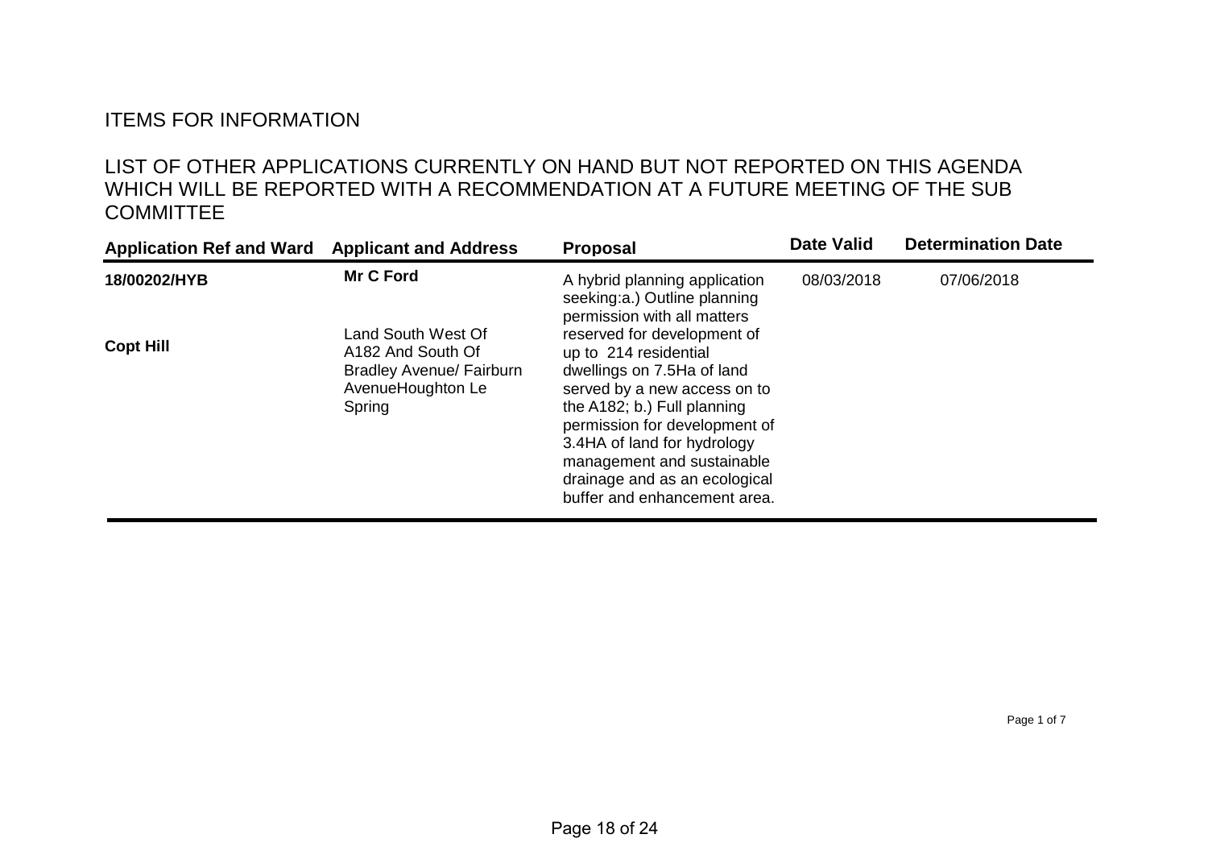## ITEMS FOR INFORMATION

## LIST OF OTHER APPLICATIONS CURRENTLY ON HAND BUT NOT REPORTED ON THIS AGENDA WHICH WILL BE REPORTED WITH A RECOMMENDATION AT A FUTURE MEETING OF THE SUB COMMITTEE

| Application Ref and Ward | Applicant and Address | Proposal | Date Valid | Determination Date |
|---|---|---|---|---|
| **18/00202/HYB**<br><br>**Copt Hill** | **Mr C Ford**<br><br>Land South West Of A182 And South Of Bradley Avenue/ Fairburn AvenueHoughton Le Spring | A hybrid planning application seeking:a.) Outline planning permission with all matters reserved for development of up to 214 residential dwellings on 7.5Ha of land served by a new access on to the A182; b.) Full planning permission for development of 3.4HA of land for hydrology management and sustainable drainage and as an ecological buffer and enhancement area. | 08/03/2018 | 07/06/2018 |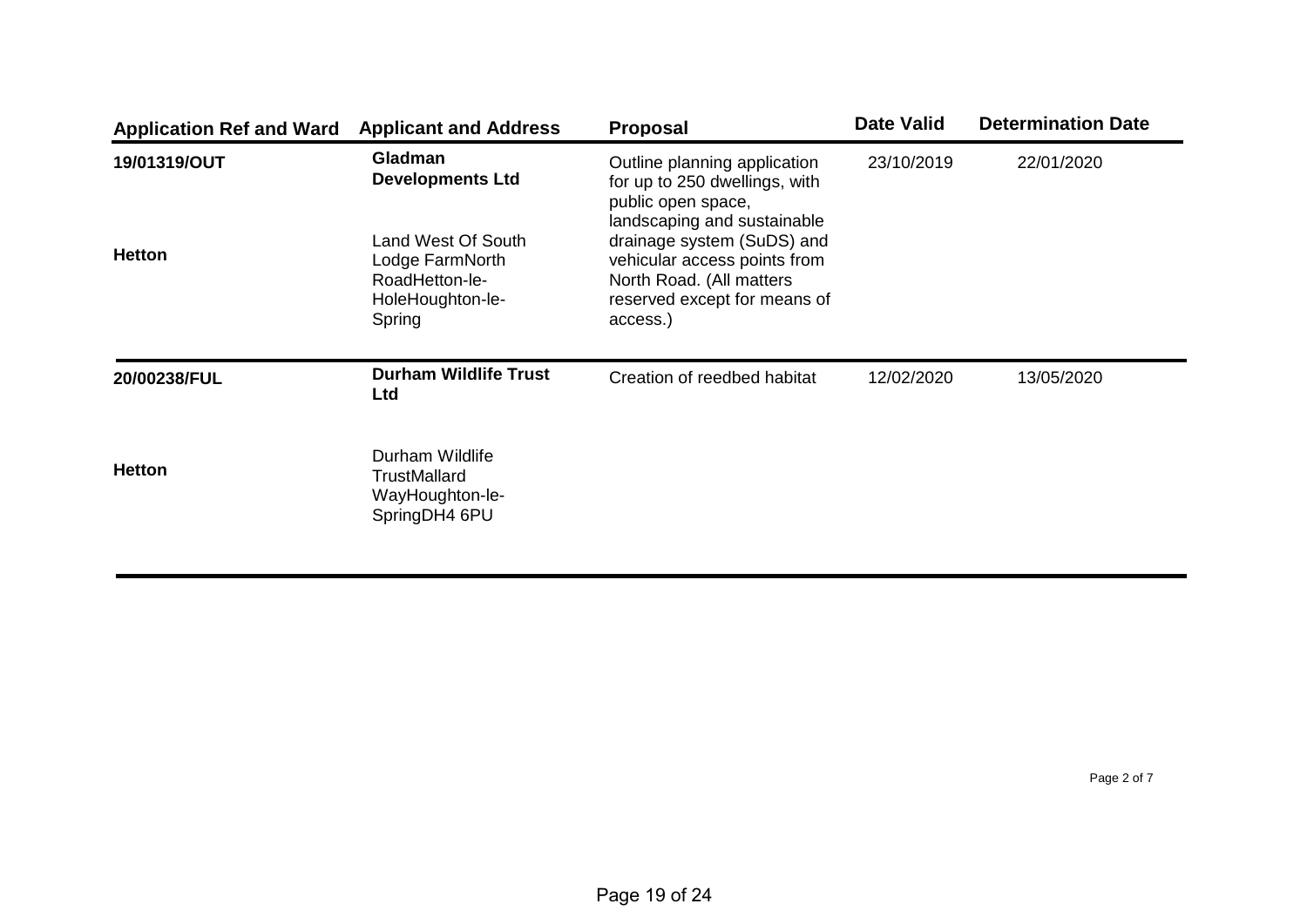| Application Ref and Ward | Applicant and Address | Proposal | Date Valid | Determination Date |
| --- | --- | --- | --- | --- |
| **19/01319/OUT**<br><br>**Hetton** | **Gladman Developments Ltd**<br><br>Land West Of South Lodge FarmNorth RoadHetton-le-HoleHoughton-le-Spring | Outline planning application for up to 250 dwellings, with public open space, landscaping and sustainable drainage system (SuDS) and vehicular access points from North Road. (All matters reserved except for means of access.) | 23/10/2019 | 22/01/2020 |
| **20/00238/FUL**<br><br>**Hetton** | **Durham Wildlife Trust Ltd**<br><br>Durham Wildlife TrustMallard WayHoughton-le-SpringDH4 6PU | Creation of reedbed habitat | 12/02/2020 | 13/05/2020 |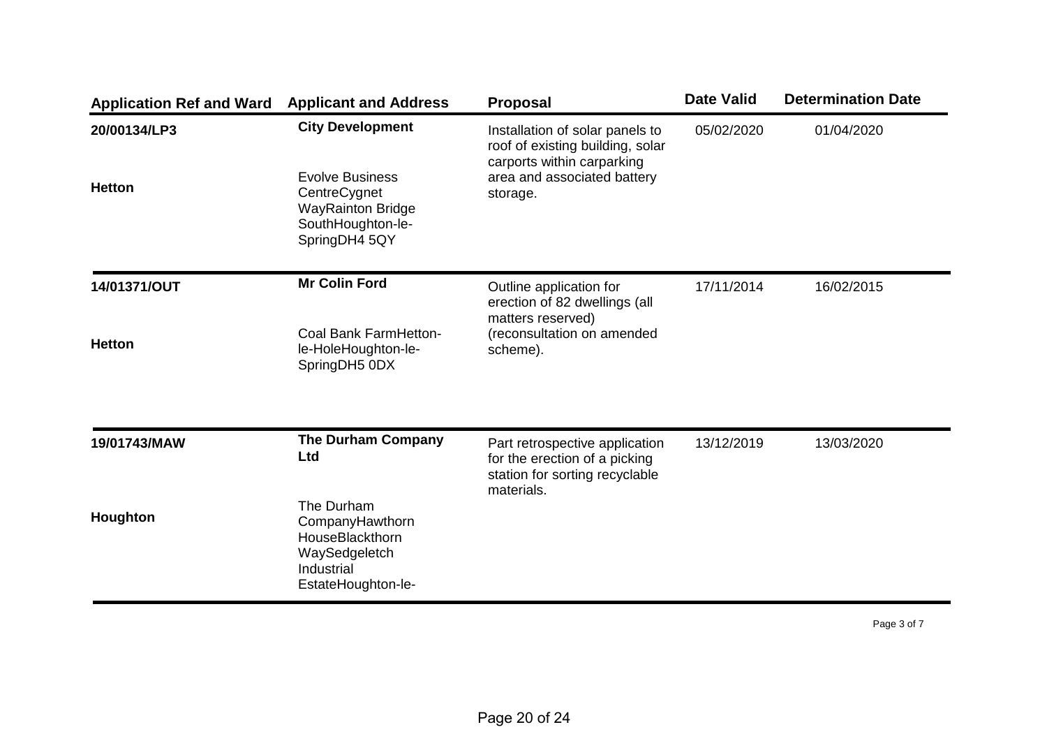| Application Ref and Ward | Applicant and Address | Proposal | Date Valid | Determination Date |
| --- | --- | --- | --- | --- |
| 20/00134/LP3<br><br>Hetton | **City Development**<br><br>Evolve Business CentreCygnet WayRainton Bridge SouthHoughton-le-SpringDH4 5QY | Installation of solar panels to roof of existing building, solar carports within carparking area and associated battery storage. | 05/02/2020 | 01/04/2020 |
| 14/01371/OUT<br><br>Hetton | **Mr Colin Ford**<br><br>Coal Bank FarmHetton-le-HoleHoughton-le-SpringDH5 0DX | Outline application for erection of 82 dwellings (all matters reserved) (reconsultation on amended scheme). | 17/11/2014 | 16/02/2015 |
| 19/01743/MAW<br><br>Houghton | **The Durham Company Ltd**<br><br>The Durham CompanyHawthorn HouseBlackthorn WaySedgeletch Industrial EstateHoughton-le- | Part retrospective application for the erection of a picking station for sorting recyclable materials. | 13/12/2019 | 13/03/2020 |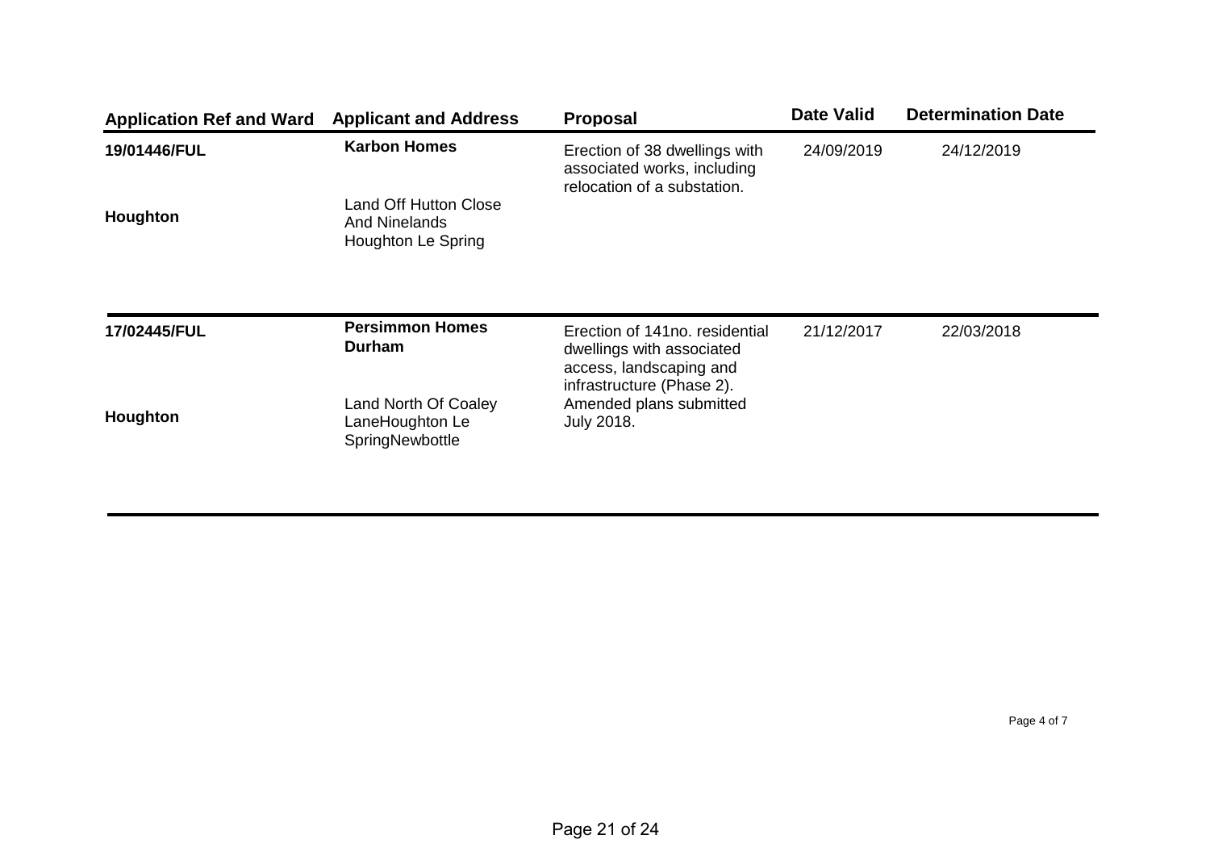| Application Ref and Ward | Applicant and Address | Proposal | Date Valid | Determination Date |
|---|---|---|---|---|
| **19/01446/FUL**<br><br>**Houghton** | **Karbon Homes**<br><br>Land Off Hutton Close And Ninelands Houghton Le Spring | Erection of 38 dwellings with associated works, including relocation of a substation. | 24/09/2019 | 24/12/2019 |
| **17/02445/FUL**<br><br>**Houghton** | **Persimmon Homes Durham**<br><br>Land North Of Coaley LaneHoughton Le SpringNewbottle | Erection of 141no. residential dwellings with associated access, landscaping and infrastructure (Phase 2). Amended plans submitted July 2018. | 21/12/2017 | 22/03/2018 |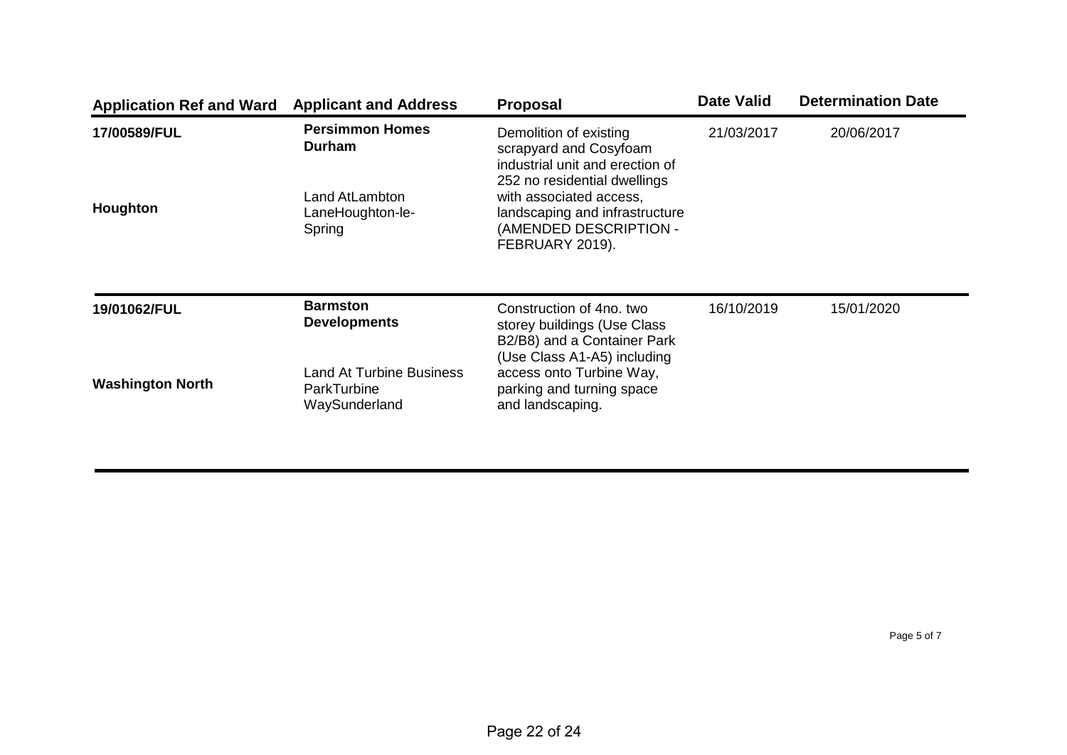| Application Ref and Ward | Applicant and Address | Proposal | Date Valid | Determination Date |
|---|---|---|---|---|
| **17/00589/FUL**<br><br>**Houghton** | **Persimmon Homes Durham**<br><br>Land AtLambton LaneHoughton-le-Spring | Demolition of existing scrapyard and Cosyfoam industrial unit and erection of 252 no residential dwellings with associated access, landscaping and infrastructure (AMENDED DESCRIPTION - FEBRUARY 2019). | 21/03/2017 | 20/06/2017 |
| **19/01062/FUL**<br><br>**Washington North** | **Barmston Developments**<br><br>Land At Turbine Business ParkTurbine WaySunderland | Construction of 4no. two storey buildings (Use Class B2/B8) and a Container Park (Use Class A1-A5) including access onto Turbine Way, parking and turning space and landscaping. | 16/10/2019 | 15/01/2020 |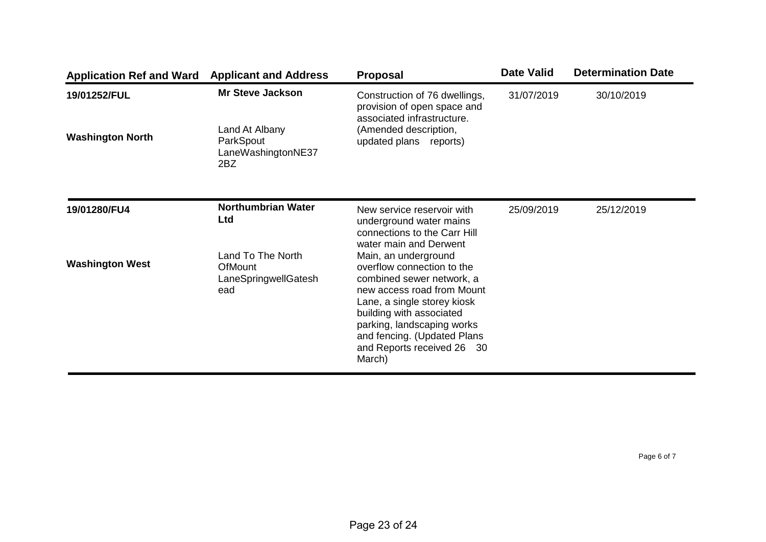| Application Ref and Ward | Applicant and Address | Proposal | Date Valid | Determination Date |
|---|---|---|---|---|
| **19/01252/FUL**<br><br>**Washington North** | **Mr Steve Jackson**<br><br>Land At Albany ParkSpout LaneWashingtonNE37 2BZ | Construction of 76 dwellings, provision of open space and associated infrastructure. (Amended description, updated plans reports) | 31/07/2019 | 30/10/2019 |
| **19/01280/FU4**<br><br>**Washington West** | **Northumbrian Water Ltd**<br><br>Land To The North OfMount LaneSpringwellGateshead | New service reservoir with underground water mains connections to the Carr Hill water main and Derwent Main, an underground overflow connection to the combined sewer network, a new access road from Mount Lane, a single storey kiosk building with associated parking, landscaping works and fencing. (Updated Plans and Reports received 26 30 March) | 25/09/2019 | 25/12/2019 |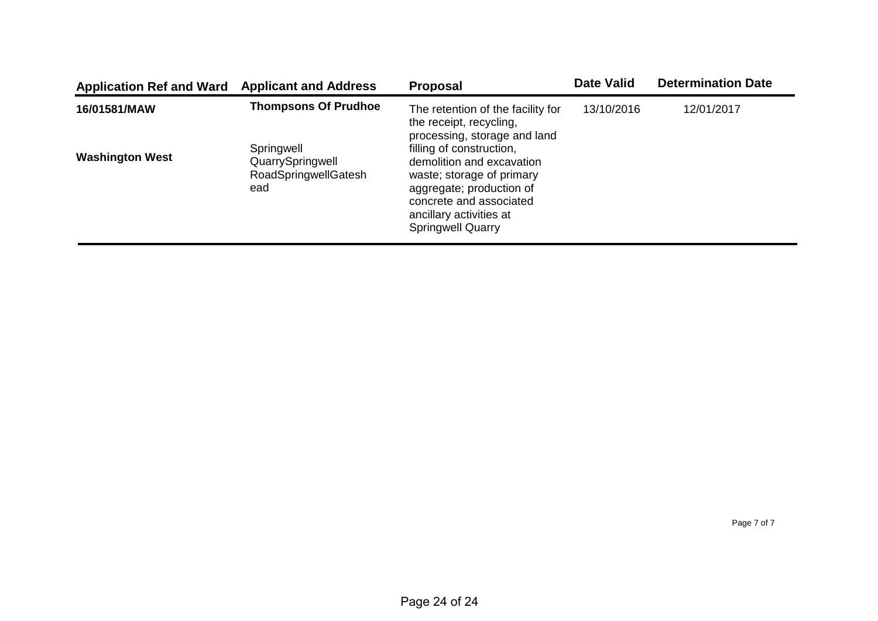| Application Ref and Ward | Applicant and Address | Proposal | Date Valid | Determination Date |
| --- | --- | --- | --- | --- |
| **16/01581/MAW**<br><br>**Washington West** | **Thompsons Of Prudhoe**<br><br>Springwell QuarrySpringwell RoadSpringwellGatesh ead | The retention of the facility for the receipt, recycling, processing, storage and land filling of construction, demolition and excavation waste; storage of primary aggregate; production of concrete and associated ancillary activities at Springwell Quarry | 13/10/2016 | 12/01/2017 |